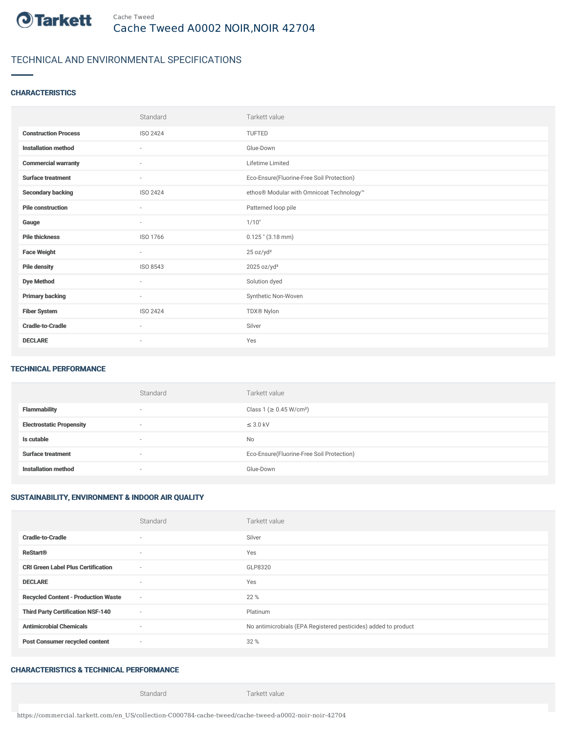Cache Tweed

# Cache Tweed A0002 NOIR,NOIR 42704

## TECHNICAL AND ENVIRONMENTAL SPECIFICATIONS

### CHARACTERISTICS

| | Standard | Tarkett value |
|---|---|---|
| **Construction Process** | ISO 2424 | TUFTED |
| **Installation method** | - | Glue-Down |
| **Commercial warranty** | - | Lifetime Limited |
| **Surface treatment** | - | Eco-Ensure(Fluorine-Free Soil Protection) |
| **Secondary backing** | ISO 2424 | ethos® Modular with Omnicoat Technology™ |
| **Pile construction** | - | Patterned loop pile |
| **Gauge** | - | 1/10" |
| **Pile thickness** | ISO 1766 | 0.125 " (3.18 mm) |
| **Face Weight** | - | 25 oz/yd² |
| **Pile density** | ISO 8543 | 2025 oz/yd³ |
| **Dye Method** | - | Solution dyed |
| **Primary backing** | - | Synthetic Non-Woven |
| **Fiber System** | ISO 2424 | TDX® Nylon |
| **Cradle-to-Cradle** | - | Silver |
| **DECLARE** | - | Yes |

### TECHNICAL PERFORMANCE

| | Standard | Tarkett value |
|---|---|---|
| **Flammability** | - | Class 1 (≥ 0.45 W/cm²) |
| **Electrostatic Propensity** | - | ≤ 3.0 kV |
| **Is cutable** | - | No |
| **Surface treatment** | - | Eco-Ensure(Fluorine-Free Soil Protection) |
| **Installation method** | - | Glue-Down |

### SUSTAINABILITY, ENVIRONMENT & INDOOR AIR QUALITY

| | Standard | Tarkett value |
|---|---|---|
| **Cradle-to-Cradle** | - | Silver |
| **ReStart®** | - | Yes |
| **CRI Green Label Plus Certification** | - | GLP8320 |
| **DECLARE** | - | Yes |
| **Recycled Content - Production Waste** | - | 22 % |
| **Third Party Certification NSF-140** | - | Platinum |
| **Antimicrobial Chemicals** | - | No antimicrobials (EPA Registered pesticides) added to product |
| **Post Consumer recycled content** | - | 32 % |

### CHARACTERISTICS & TECHNICAL PERFORMANCE

| | Standard | Tarkett value |
|---|---|---|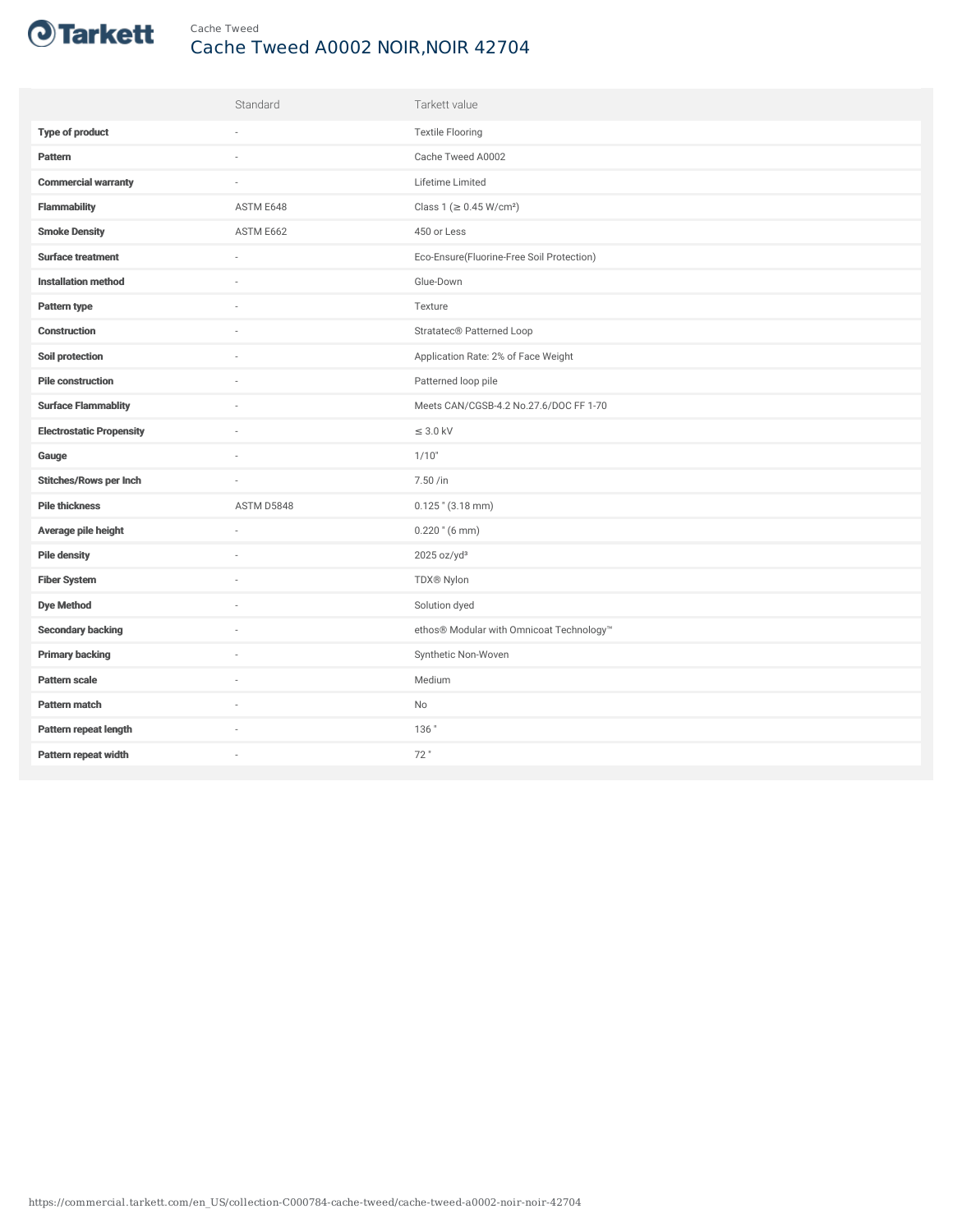Cache Tweed

# Cache Tweed A0002 NOIR,NOIR 42704

| | Standard | Tarkett value |
|---|---|---|
| **Type of product** | - | Textile Flooring |
| **Pattern** | - | Cache Tweed A0002 |
| **Commercial warranty** | - | Lifetime Limited |
| **Flammability** | ASTM E648 | Class 1 (≥ 0.45 W/cm²) |
| **Smoke Density** | ASTM E662 | 450 or Less |
| **Surface treatment** | - | Eco-Ensure(Fluorine-Free Soil Protection) |
| **Installation method** | - | Glue-Down |
| **Pattern type** | - | Texture |
| **Construction** | - | Stratatec® Patterned Loop |
| **Soil protection** | - | Application Rate: 2% of Face Weight |
| **Pile construction** | - | Patterned loop pile |
| **Surface Flammablity** | - | Meets CAN/CGSB-4.2 No.27.6/DOC FF 1-70 |
| **Electrostatic Propensity** | - | ≤ 3.0 kV |
| **Gauge** | - | 1/10" |
| **Stitches/Rows per Inch** | - | 7.50 /in |
| **Pile thickness** | ASTM D5848 | 0.125 " (3.18 mm) |
| **Average pile height** | - | 0.220 " (6 mm) |
| **Pile density** | - | 2025 oz/yd³ |
| **Fiber System** | - | TDX® Nylon |
| **Dye Method** | - | Solution dyed |
| **Secondary backing** | - | ethos® Modular with Omnicoat Technology™ |
| **Primary backing** | - | Synthetic Non-Woven |
| **Pattern scale** | - | Medium |
| **Pattern match** | - | No |
| **Pattern repeat length** | - | 136 " |
| **Pattern repeat width** | - | 72 " |

https://commercial.tarkett.com/en_US/collection-C000784-cache-tweed/cache-tweed-a0002-noir-noir-42704